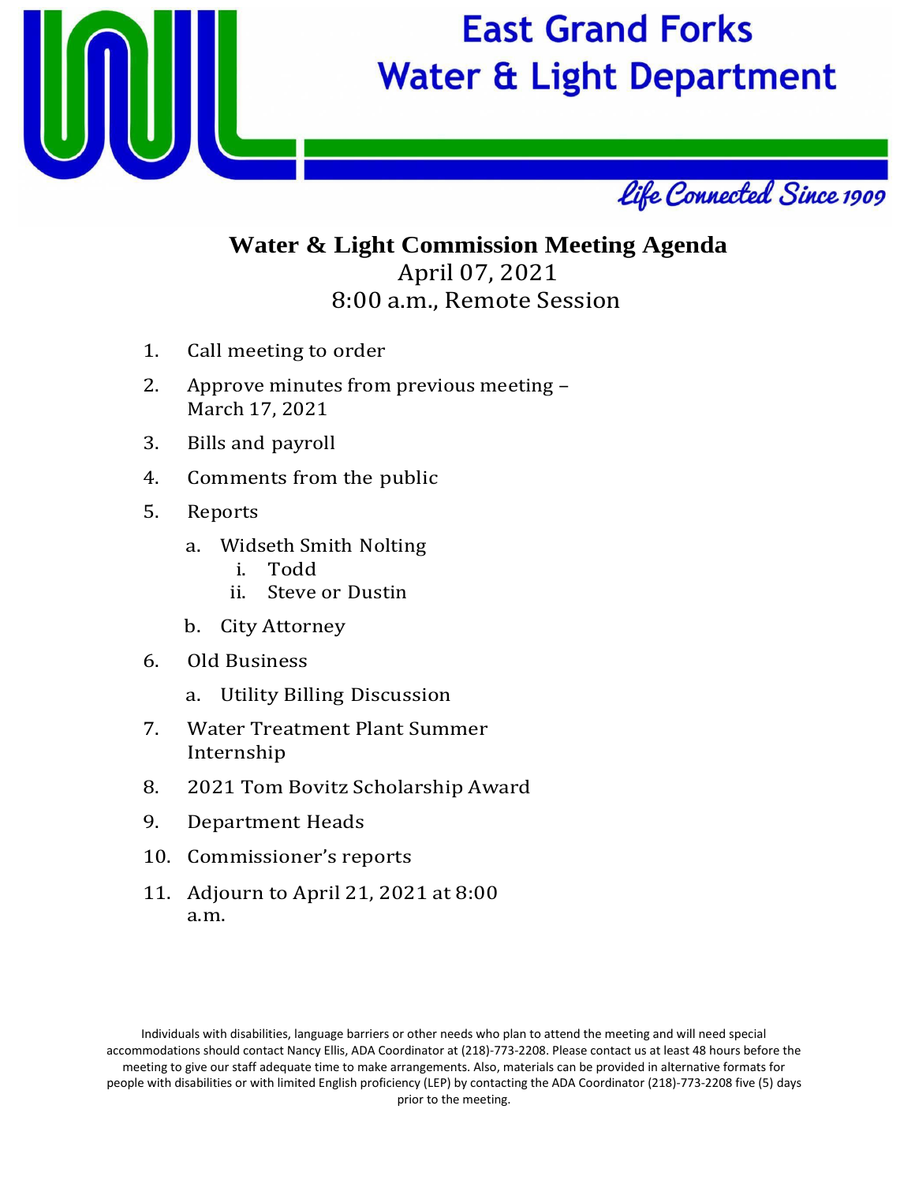# East Grand Forks Water & Light Department

*Life Connected Since 1909*

## Water & Light Commission Meeting Agenda

April 07, 2021
8:00 a.m., Remote Session

1. Call meeting to order
2. Approve minutes from previous meeting – March 17, 2021
3. Bills and payroll
4. Comments from the public
5. Reports
   a. Widseth Smith Nolting
      i. Todd
      ii. Steve or Dustin
   b. City Attorney
6. Old Business
   a. Utility Billing Discussion
7. Water Treatment Plant Summer Internship
8. 2021 Tom Bovitz Scholarship Award
9. Department Heads
10. Commissioner's reports
11. Adjourn to April 21, 2021 at 8:00 a.m.

Individuals with disabilities, language barriers or other needs who plan to attend the meeting and will need special accommodations should contact Nancy Ellis, ADA Coordinator at (218)-773-2208. Please contact us at least 48 hours before the meeting to give our staff adequate time to make arrangements. Also, materials can be provided in alternative formats for people with disabilities or with limited English proficiency (LEP) by contacting the ADA Coordinator (218)-773-2208 five (5) days prior to the meeting.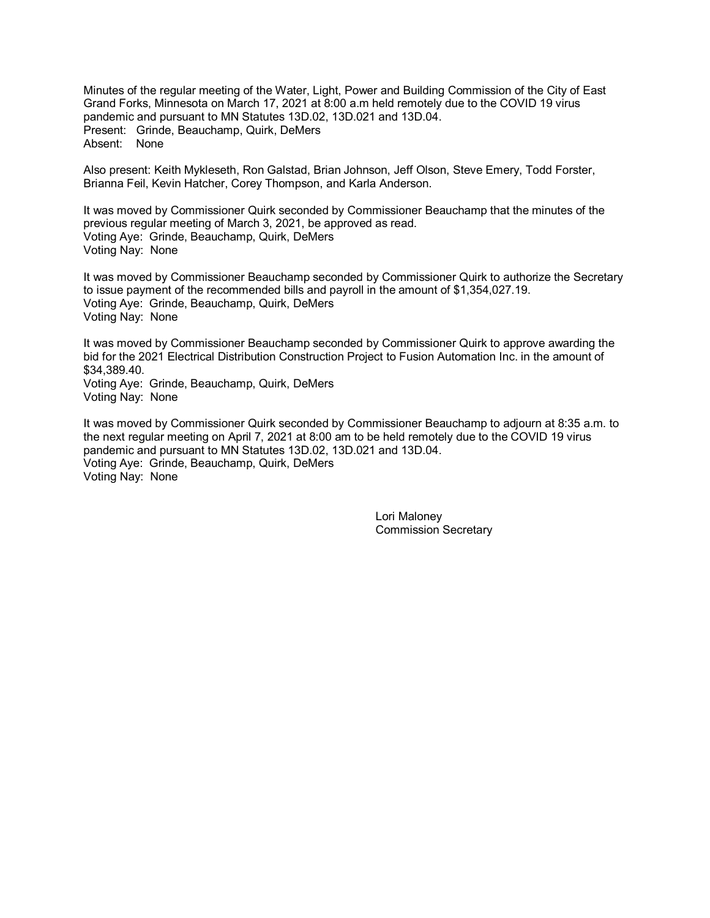Minutes of the regular meeting of the Water, Light, Power and Building Commission of the City of East Grand Forks, Minnesota on March 17, 2021 at 8:00 a.m held remotely due to the COVID 19 virus pandemic and pursuant to MN Statutes 13D.02, 13D.021 and 13D.04.
Present: Grinde, Beauchamp, Quirk, DeMers
Absent: None

Also present: Keith Mykleseth, Ron Galstad, Brian Johnson, Jeff Olson, Steve Emery, Todd Forster, Brianna Feil, Kevin Hatcher, Corey Thompson, and Karla Anderson.

It was moved by Commissioner Quirk seconded by Commissioner Beauchamp that the minutes of the previous regular meeting of March 3, 2021, be approved as read.
Voting Aye: Grinde, Beauchamp, Quirk, DeMers
Voting Nay: None

It was moved by Commissioner Beauchamp seconded by Commissioner Quirk to authorize the Secretary to issue payment of the recommended bills and payroll in the amount of $1,354,027.19.
Voting Aye: Grinde, Beauchamp, Quirk, DeMers
Voting Nay: None

It was moved by Commissioner Beauchamp seconded by Commissioner Quirk to approve awarding the bid for the 2021 Electrical Distribution Construction Project to Fusion Automation Inc. in the amount of $34,389.40.
Voting Aye: Grinde, Beauchamp, Quirk, DeMers
Voting Nay: None

It was moved by Commissioner Quirk seconded by Commissioner Beauchamp to adjourn at 8:35 a.m. to the next regular meeting on April 7, 2021 at 8:00 am to be held remotely due to the COVID 19 virus pandemic and pursuant to MN Statutes 13D.02, 13D.021 and 13D.04.
Voting Aye: Grinde, Beauchamp, Quirk, DeMers
Voting Nay: None

Lori Maloney
Commission Secretary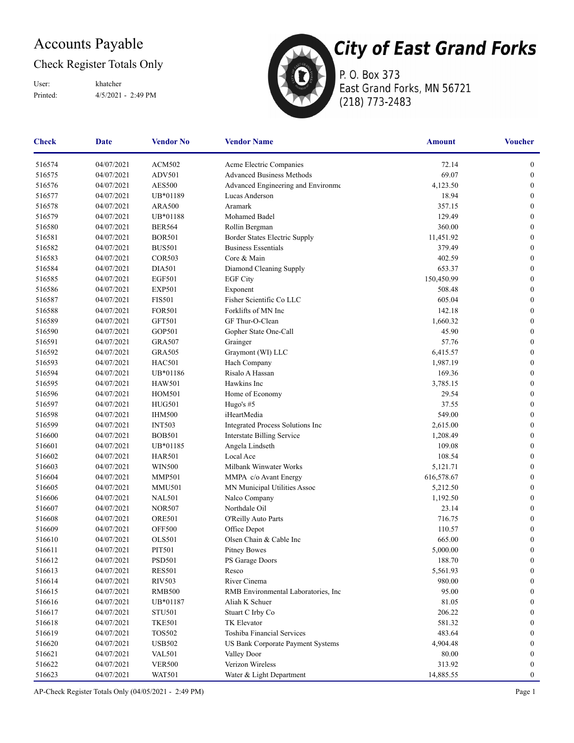# Accounts Payable

## Check Register Totals Only

User: khatcher
Printed: 4/5/2021 - 2:49 PM

**City of East Grand Forks**
P. O. Box 373
East Grand Forks, MN 56721
(218) 773-2483

| Check | Date | Vendor No | Vendor Name | Amount | Voucher |
|---|---|---|---|---|---|
| 516574 | 04/07/2021 | ACM502 | Acme Electric Companies | 72.14 | 0 |
| 516575 | 04/07/2021 | ADV501 | Advanced Business Methods | 69.07 | 0 |
| 516576 | 04/07/2021 | AES500 | Advanced Engineering and Environme | 4,123.50 | 0 |
| 516577 | 04/07/2021 | UB*01189 | Lucas Anderson | 18.94 | 0 |
| 516578 | 04/07/2021 | ARA500 | Aramark | 357.15 | 0 |
| 516579 | 04/07/2021 | UB*01188 | Mohamed Badel | 129.49 | 0 |
| 516580 | 04/07/2021 | BER564 | Rollin Bergman | 360.00 | 0 |
| 516581 | 04/07/2021 | BOR501 | Border States Electric Supply | 11,451.92 | 0 |
| 516582 | 04/07/2021 | BUS501 | Business Essentials | 379.49 | 0 |
| 516583 | 04/07/2021 | COR503 | Core & Main | 402.59 | 0 |
| 516584 | 04/07/2021 | DIA501 | Diamond Cleaning Supply | 653.37 | 0 |
| 516585 | 04/07/2021 | EGF501 | EGF City | 150,450.99 | 0 |
| 516586 | 04/07/2021 | EXP501 | Exponent | 508.48 | 0 |
| 516587 | 04/07/2021 | FIS501 | Fisher Scientific Co LLC | 605.04 | 0 |
| 516588 | 04/07/2021 | FOR501 | Forklifts of MN Inc | 142.18 | 0 |
| 516589 | 04/07/2021 | GFT501 | GF Thur-O-Clean | 1,660.32 | 0 |
| 516590 | 04/07/2021 | GOP501 | Gopher State One-Call | 45.90 | 0 |
| 516591 | 04/07/2021 | GRA507 | Grainger | 57.76 | 0 |
| 516592 | 04/07/2021 | GRA505 | Graymont (WI) LLC | 6,415.57 | 0 |
| 516593 | 04/07/2021 | HAC501 | Hach Company | 1,987.19 | 0 |
| 516594 | 04/07/2021 | UB*01186 | Risalo A Hassan | 169.36 | 0 |
| 516595 | 04/07/2021 | HAW501 | Hawkins Inc | 3,785.15 | 0 |
| 516596 | 04/07/2021 | HOM501 | Home of Economy | 29.54 | 0 |
| 516597 | 04/07/2021 | HUG501 | Hugo's #5 | 37.55 | 0 |
| 516598 | 04/07/2021 | IHM500 | iHeartMedia | 549.00 | 0 |
| 516599 | 04/07/2021 | INT503 | Integrated Process Solutions Inc | 2,615.00 | 0 |
| 516600 | 04/07/2021 | BOB501 | Interstate Billing Service | 1,208.49 | 0 |
| 516601 | 04/07/2021 | UB*01185 | Angela Lindseth | 109.08 | 0 |
| 516602 | 04/07/2021 | HAR501 | Local Ace | 108.54 | 0 |
| 516603 | 04/07/2021 | WIN500 | Milbank Winwater Works | 5,121.71 | 0 |
| 516604 | 04/07/2021 | MMP501 | MMPA c/o Avant Energy | 616,578.67 | 0 |
| 516605 | 04/07/2021 | MMU501 | MN Municipal Utilities Assoc | 5,212.50 | 0 |
| 516606 | 04/07/2021 | NAL501 | Nalco Company | 1,192.50 | 0 |
| 516607 | 04/07/2021 | NOR507 | Northdale Oil | 23.14 | 0 |
| 516608 | 04/07/2021 | ORE501 | O'Reilly Auto Parts | 716.75 | 0 |
| 516609 | 04/07/2021 | OFF500 | Office Depot | 110.57 | 0 |
| 516610 | 04/07/2021 | OLS501 | Olsen Chain & Cable Inc | 665.00 | 0 |
| 516611 | 04/07/2021 | PIT501 | Pitney Bowes | 5,000.00 | 0 |
| 516612 | 04/07/2021 | PSD501 | PS Garage Doors | 188.70 | 0 |
| 516613 | 04/07/2021 | RES501 | Resco | 5,561.93 | 0 |
| 516614 | 04/07/2021 | RIV503 | River Cinema | 980.00 | 0 |
| 516615 | 04/07/2021 | RMB500 | RMB Environmental Laboratories, Inc | 95.00 | 0 |
| 516616 | 04/07/2021 | UB*01187 | Aliah K Schuer | 81.05 | 0 |
| 516617 | 04/07/2021 | STU501 | Stuart C Irby Co | 206.22 | 0 |
| 516618 | 04/07/2021 | TKE501 | TK Elevator | 581.32 | 0 |
| 516619 | 04/07/2021 | TOS502 | Toshiba Financial Services | 483.64 | 0 |
| 516620 | 04/07/2021 | USB502 | US Bank Corporate Payment Systems | 4,904.48 | 0 |
| 516621 | 04/07/2021 | VAL501 | Valley Door | 80.00 | 0 |
| 516622 | 04/07/2021 | VER500 | Verizon Wireless | 313.92 | 0 |
| 516623 | 04/07/2021 | WAT501 | Water & Light Department | 14,885.55 | 0 |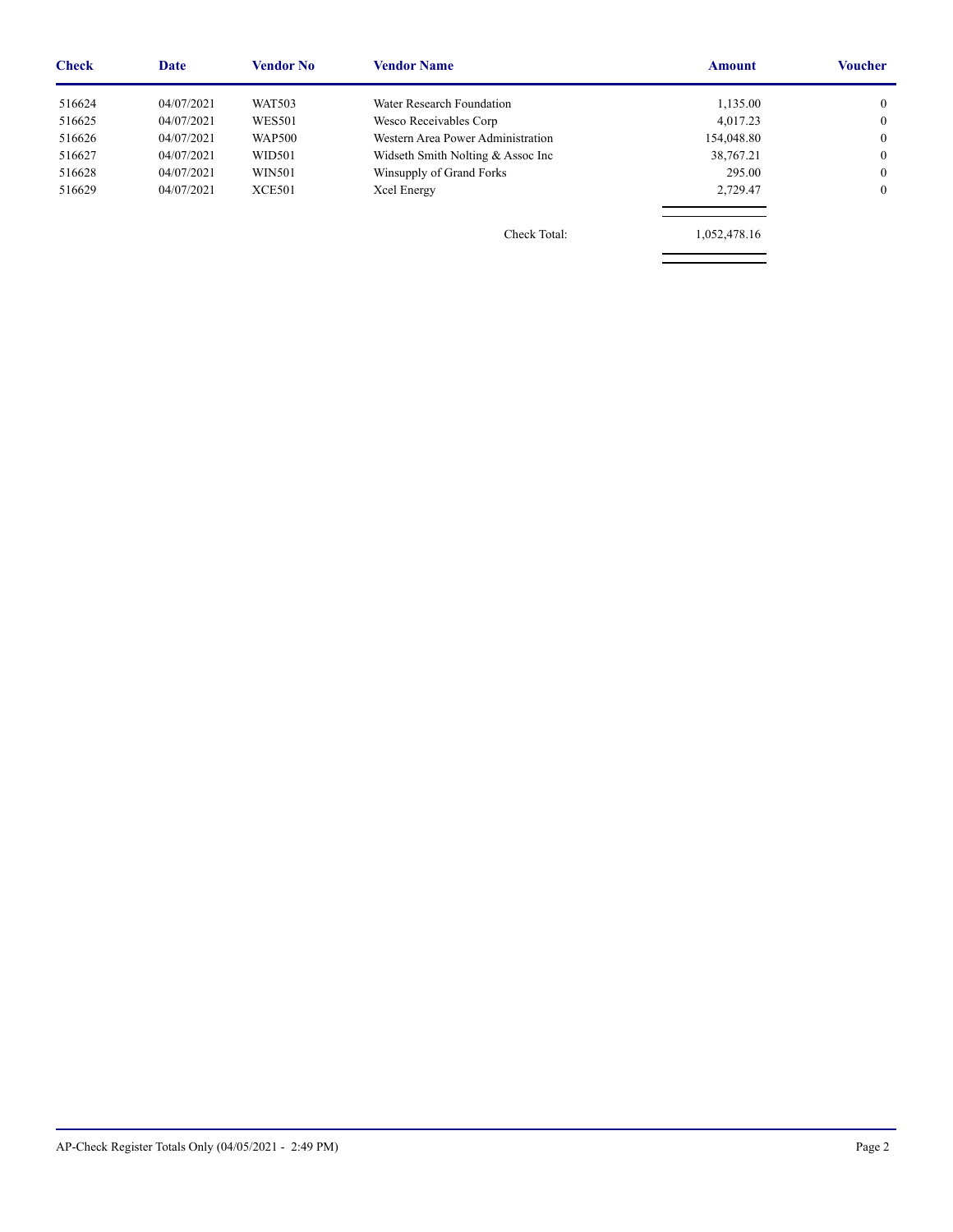| Check | Date | Vendor No | Vendor Name | Amount | Voucher |
| --- | --- | --- | --- | --- | --- |
| 516624 | 04/07/2021 | WAT503 | Water Research Foundation | 1,135.00 | 0 |
| 516625 | 04/07/2021 | WES501 | Wesco Receivables Corp | 4,017.23 | 0 |
| 516626 | 04/07/2021 | WAP500 | Western Area Power Administration | 154,048.80 | 0 |
| 516627 | 04/07/2021 | WID501 | Widseth Smith Nolting & Assoc Inc | 38,767.21 | 0 |
| 516628 | 04/07/2021 | WIN501 | Winsupply of Grand Forks | 295.00 | 0 |
| 516629 | 04/07/2021 | XCE501 | Xcel Energy | 2,729.47 | 0 |
| | | | Check Total: | 1,052,478.16 | |

AP-Check Register Totals Only (04/05/2021 - 2:49 PM)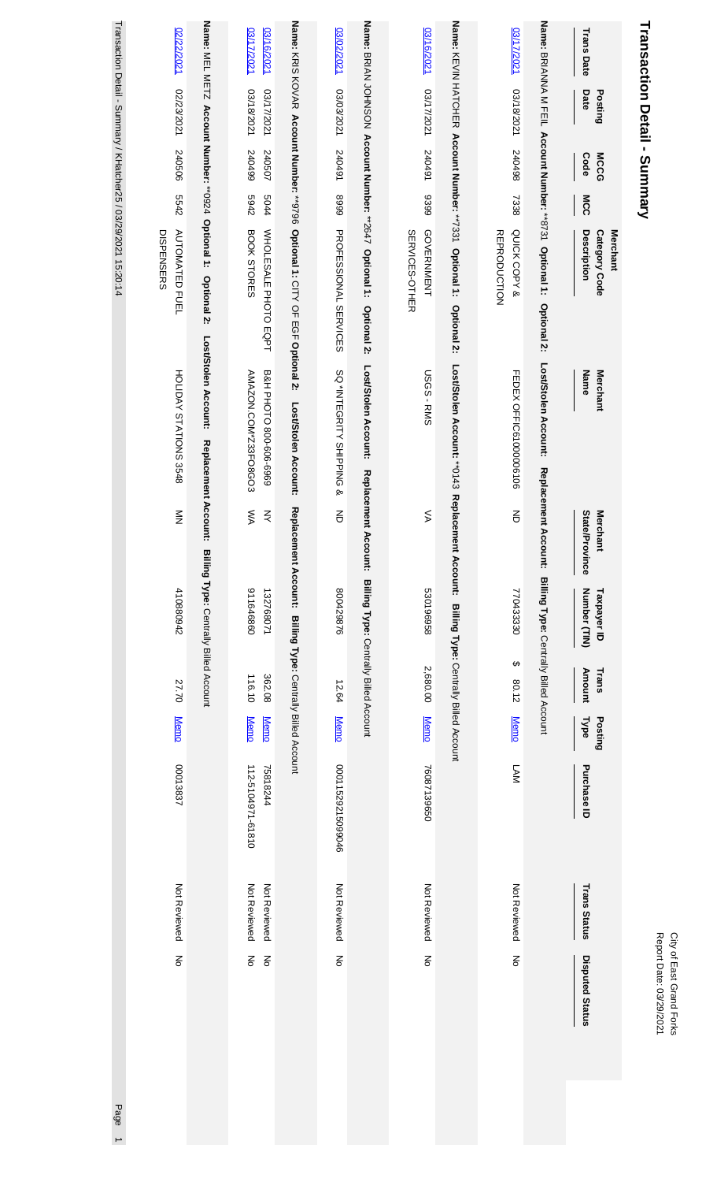City of East Grand Forks
Report Date: 03/29/2021

# Transaction Detail - Summary

| Trans Date | Posting Date | MCCG Code | MCC | Merchant Category Code Description | Merchant Name | Merchant State/Province | Taxpayer ID Number (TIN) | Trans Amount | Posting Type | Purchase ID | Trans Status | Disputed Status |
|---|---|---|---|---|---|---|---|---|---|---|---|---|
| **Name:** BRIANNA M FEIL **Account Number:** **8731 **Optional 1:** **Optional 2:** **Lost/Stolen Account:** **Replacement Account:** **Billing Type:** Centrally Billed Account | | | | | | | | | | | | |
| 03/17/2021 | 03/18/2021 | 240498 | 7338 | QUICK COPY & REPRODUCTION | FEDEX OFFIC61000006106 | ND | 770433330 | $ 80.12 | Memo | LAM | Not Reviewed | No |
| **Name:** KEVIN HATCHER **Account Number:** **7331 **Optional 1:** **Optional 2:** **Lost/Stolen Account:** *0143 **Replacement Account:** **Billing Type:** Centrally Billed Account | | | | | | | | | | | | |
| 03/16/2021 | 03/17/2021 | 240491 | 9399 | GOVERNMENT SERVICES-OTHER | USGS - RMS | VA | 530196958 | 2,680.00 | Memo | 7608713965O | Not Reviewed | No |
| **Name:** BRIAN JOHNSON **Account Number:** **2647 **Optional 1:** **Optional 2:** **Lost/Stolen Account:** **Replacement Account:** **Billing Type:** Centrally Billed Account | | | | | | | | | | | | |
| 03/02/2021 | 03/03/2021 | 240491 | 8999 | PROFESSIONAL SERVICES | SQ *INTEGRITY SHIPPING & | ND | 800429876 | 12.64 | Memo | 0001152921509046 | Not Reviewed | No |
| **Name:** KRIS KOVAR **Account Number:** **9796 **Optional 1:** CITY OF EGF **Optional 2:** **Lost/Stolen Account:** **Replacement Account:** **Billing Type:** Centrally Billed Account | | | | | | | | | | | | |
| 03/16/2021 | 03/17/2021 | 240507 | 5044 | WHOLESALE PHOTO EQPT | B&H PHOTO 800-606-6969 | NY | 132768071 | 362.08 | Memo | 75818244 | Not Reviewed | No |
| 03/17/2021 | 03/18/2021 | 240499 | 5942 | BOOK STORES | AMAZON.COM*Z33FO8GO3 | WA | 911646860 | 116.10 | Memo | 112-5104971-61810 | Not Reviewed | No |
| **Name:** MEL METZ **Account Number:** **0924 **Optional 1:** **Optional 2:** **Lost/Stolen Account:** **Replacement Account:** **Billing Type:** Centrally Billed Account | | | | | | | | | | | | |
| 02/22/2021 | 02/23/2021 | 240506 | 5542 | AUTOMATED FUEL DISPENSERS | HOLIDAY STATIONS 3548 | MN | 410880942 | 27.70 | Memo | 00013837 | Not Reviewed | No |

Transaction Detail - Summary / KHatcher25 / 03/29/2021 15:20:14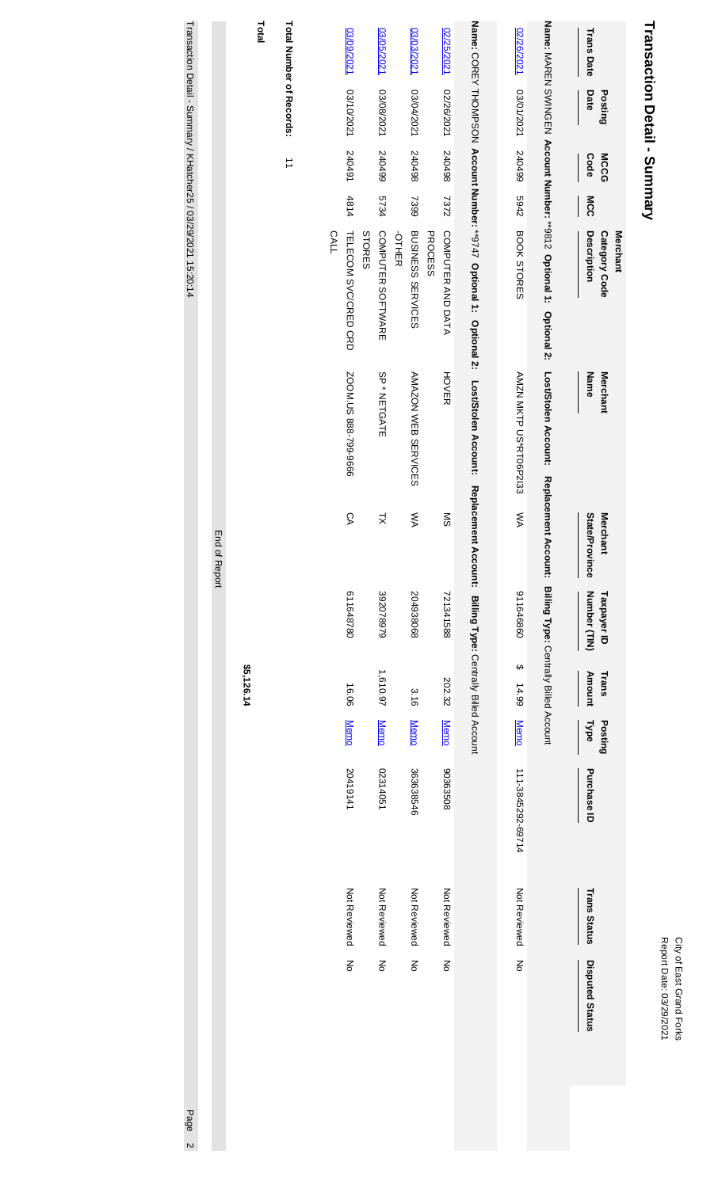# Transaction Detail - Summary

City of East Grand Forks
Report Date: 03/29/2021

| Trans Date | Posting Date | MCCG Code | MCC | Merchant Category Code Description | Merchant Name | Merchant State/Province | Taxpayer ID Number (TIN) | Trans Amount | Posting Type | Purchase ID | Trans Status | Disputed Status |
|---|---|---|---|---|---|---|---|---|---|---|---|---|
| **Name:** MAREN SWINGEN **Account Number:** **9812 **Optional 1:** **Optional 2:** **Lost/Stolen Account:** **Replacement Account:** **Billing Type:** Centrally Billed Account | | | | | | | | | | | | |
| 02/26/2021 | 03/01/2021 | 240499 | 5942 | BOOK STORES | AMZN MKTP US*RT06P2I33 | WA | 911646860 | $ 14.99 | Memo | 111-3845292-69714 | Not Reviewed | No |
| **Name:** COREY THOMPSON **Account Number:** **9747 **Optional 1:** **Optional 2:** **Lost/Stolen Account:** **Replacement Account:** **Billing Type:** Centrally Billed Account | | | | | | | | | | | | |
| 02/25/2021 | 02/26/2021 | 240498 | 7372 | COMPUTER AND DATA PROCESS | HOVER | MS | 721341588 | 202.32 | Memo | 90363508 | Not Reviewed | No |
| 03/03/2021 | 03/04/2021 | 240498 | 7399 | BUSINESS SERVICES -OTHER | AMAZON WEB SERVICES | WA | 204938068 | 3.16 | Memo | 363638546 | Not Reviewed | No |
| 03/05/2021 | 03/08/2021 | 240499 | 5734 | COMPUTER SOFTWARE STORES | SP * NETGATE | TX | 392078979 | 1,610.97 | Memo | 0231.4051 | Not Reviewed | No |
| 03/09/2021 | 03/10/2021 | 240491 | 4814 | TELECOM SVC/CRED CRD CALL | ZOOM.US 888-799-9666 | CA | 611648780 | 16.06 | Memo | 20419141 | Not Reviewed | No |

**Total Number of Records:** 11

**Total** $5,126.14

End of Report

Transaction Detail - Summary / KHatcher25 / 03/29/2021 15:20:14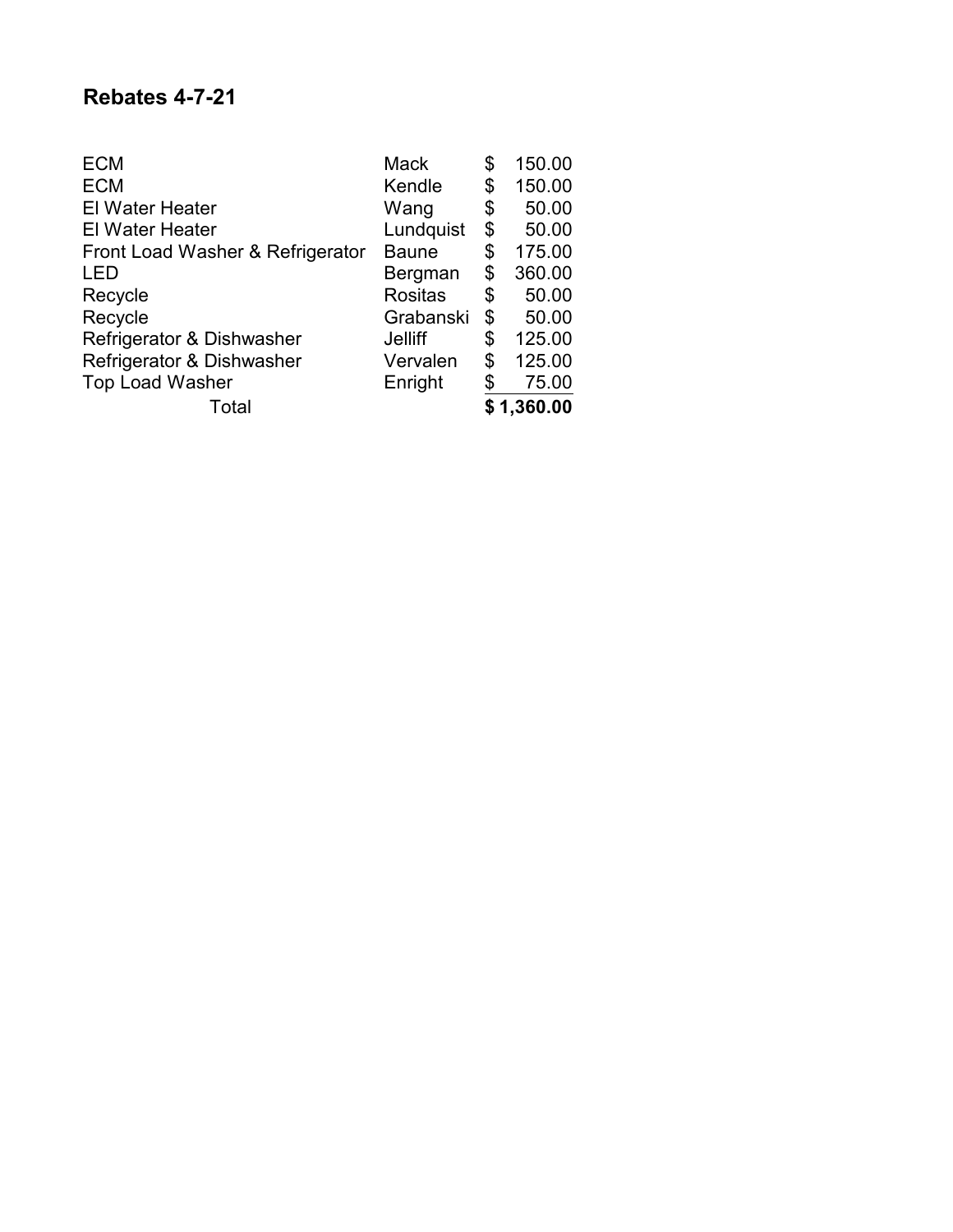# Rebates 4-7-21

| | | |
|---|---|---|
| ECM | Mack | $ 150.00 |
| ECM | Kendle | $ 150.00 |
| El Water Heater | Wang | $ 50.00 |
| El Water Heater | Lundquist | $ 50.00 |
| Front Load Washer & Refrigerator | Baune | $ 175.00 |
| LED | Bergman | $ 360.00 |
| Recycle | Rositas | $ 50.00 |
| Recycle | Grabanski | $ 50.00 |
| Refrigerator & Dishwasher | Jelliff | $ 125.00 |
| Refrigerator & Dishwasher | Vervalen | $ 125.00 |
| Top Load Washer | Enright | $ 75.00 |
| Total | | **$ 1,360.00** |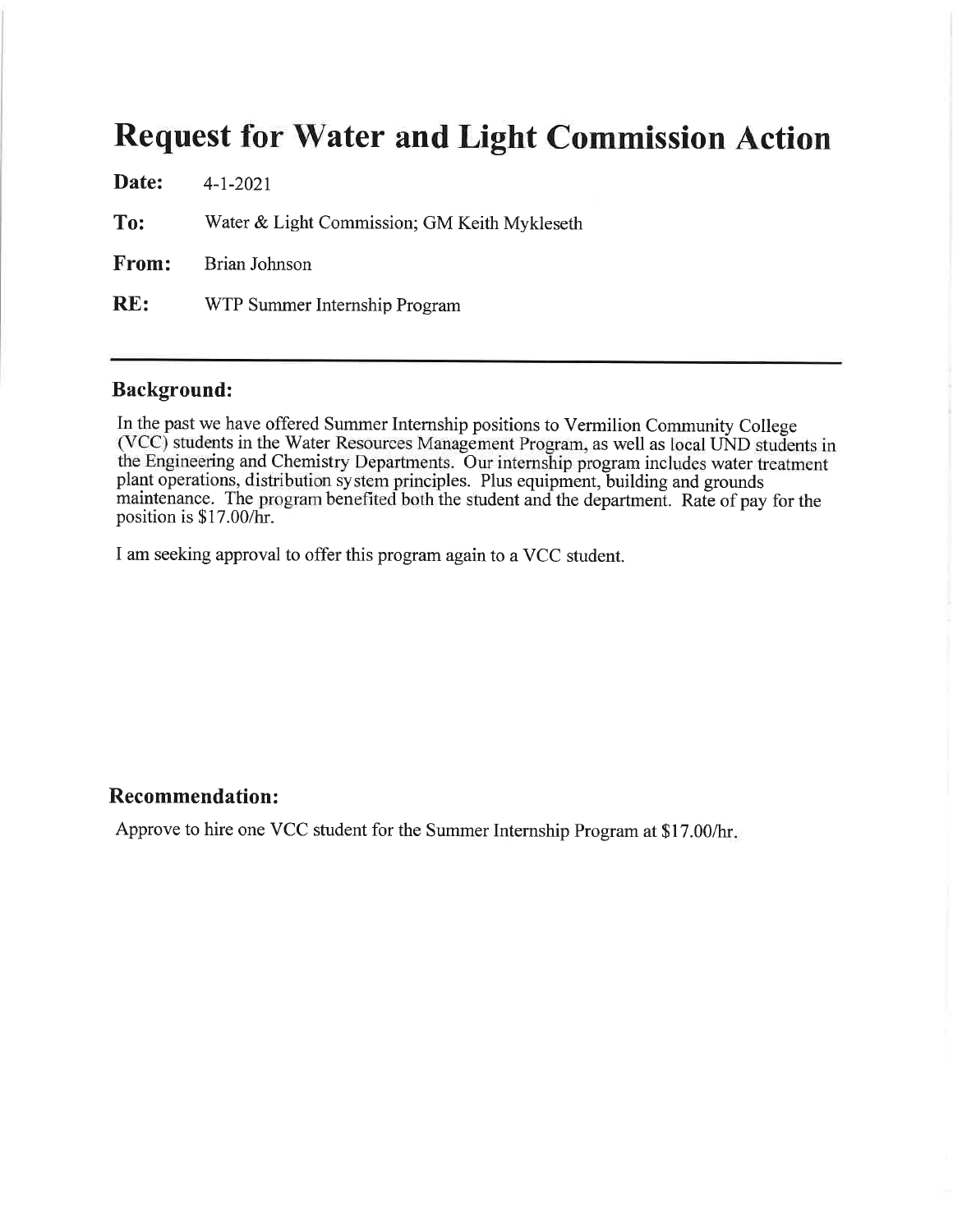# Request for Water and Light Commission Action

**Date:** 4-1-2021

**To:** Water & Light Commission; GM Keith Mykleseth

**From:** Brian Johnson

**RE:** WTP Summer Internship Program

---

## Background:

In the past we have offered Summer Internship positions to Vermilion Community College (VCC) students in the Water Resources Management Program, as well as local UND students in the Engineering and Chemistry Departments. Our internship program includes water treatment plant operations, distribution system principles. Plus equipment, building and grounds maintenance. The program benefited both the student and the department. Rate of pay for the position is $17.00/hr.

I am seeking approval to offer this program again to a VCC student.

## Recommendation:

Approve to hire one VCC student for the Summer Internship Program at $17.00/hr.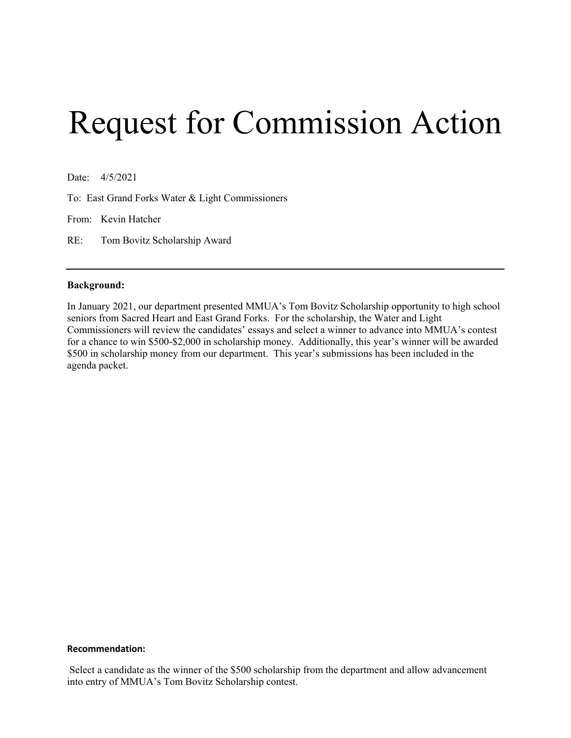# Request for Commission Action

Date: 4/5/2021

To: East Grand Forks Water & Light Commissioners

From: Kevin Hatcher

RE: Tom Bovitz Scholarship Award

---

**Background:**

In January 2021, our department presented MMUA's Tom Bovitz Scholarship opportunity to high school seniors from Sacred Heart and East Grand Forks. For the scholarship, the Water and Light Commissioners will review the candidates' essays and select a winner to advance into MMUA's contest for a chance to win $500-$2,000 in scholarship money. Additionally, this year's winner will be awarded $500 in scholarship money from our department. This year's submissions has been included in the agenda packet.

**Recommendation:**

Select a candidate as the winner of the $500 scholarship from the department and allow advancement into entry of MMUA's Tom Bovitz Scholarship contest.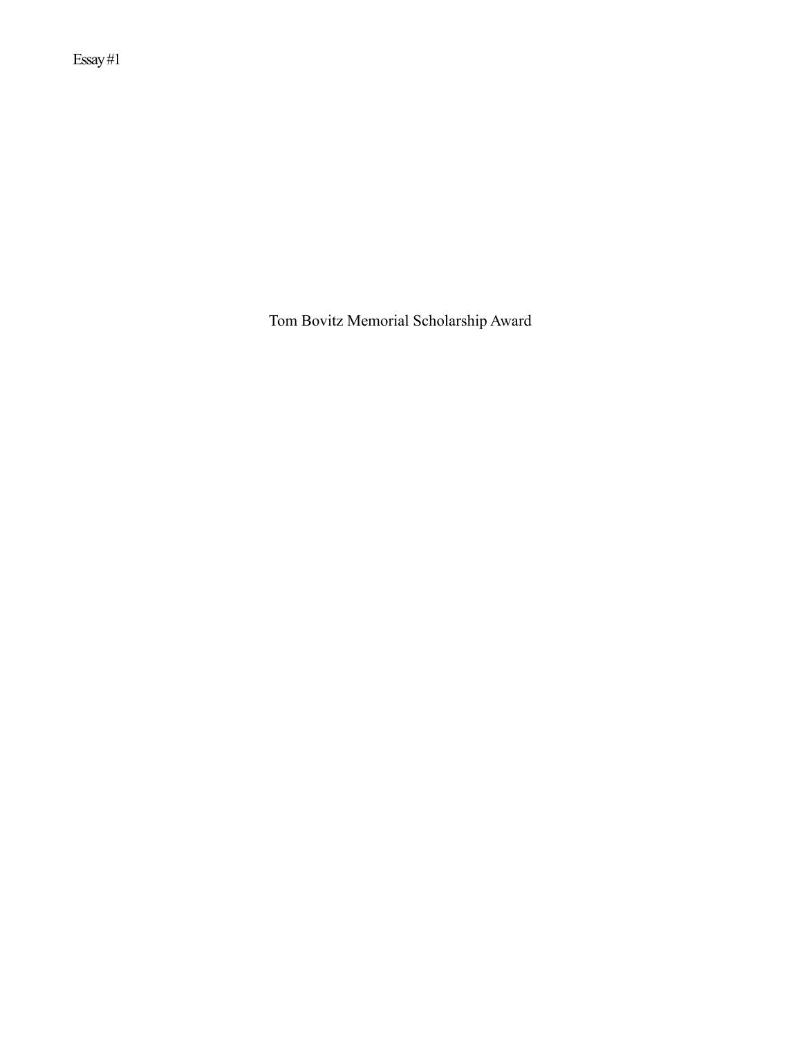Essay #1

# Tom Bovitz Memorial Scholarship Award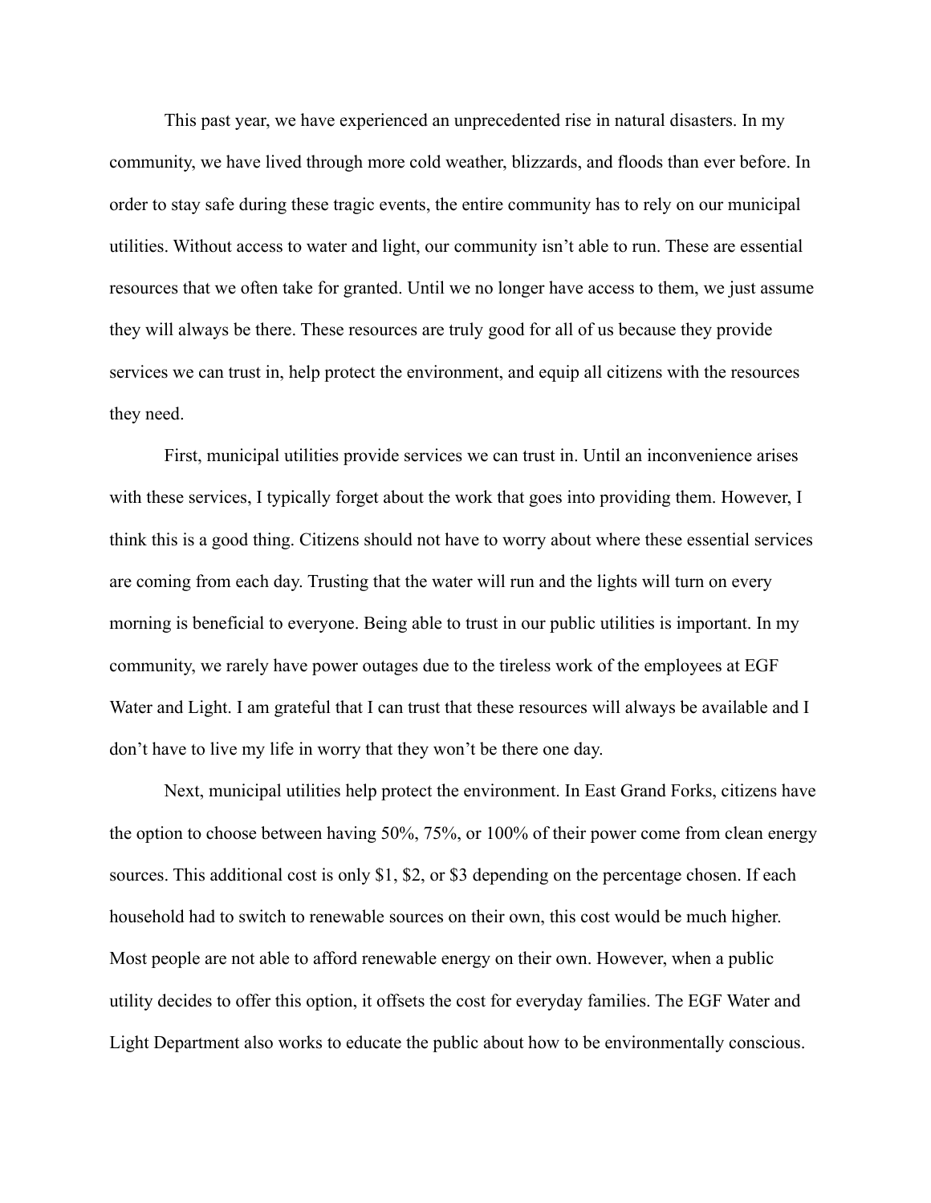This past year, we have experienced an unprecedented rise in natural disasters. In my community, we have lived through more cold weather, blizzards, and floods than ever before. In order to stay safe during these tragic events, the entire community has to rely on our municipal utilities. Without access to water and light, our community isn't able to run. These are essential resources that we often take for granted. Until we no longer have access to them, we just assume they will always be there. These resources are truly good for all of us because they provide services we can trust in, help protect the environment, and equip all citizens with the resources they need.

First, municipal utilities provide services we can trust in. Until an inconvenience arises with these services, I typically forget about the work that goes into providing them. However, I think this is a good thing. Citizens should not have to worry about where these essential services are coming from each day. Trusting that the water will run and the lights will turn on every morning is beneficial to everyone. Being able to trust in our public utilities is important. In my community, we rarely have power outages due to the tireless work of the employees at EGF Water and Light. I am grateful that I can trust that these resources will always be available and I don't have to live my life in worry that they won't be there one day.

Next, municipal utilities help protect the environment. In East Grand Forks, citizens have the option to choose between having 50%, 75%, or 100% of their power come from clean energy sources. This additional cost is only $1, $2, or $3 depending on the percentage chosen. If each household had to switch to renewable sources on their own, this cost would be much higher. Most people are not able to afford renewable energy on their own. However, when a public utility decides to offer this option, it offsets the cost for everyday families. The EGF Water and Light Department also works to educate the public about how to be environmentally conscious.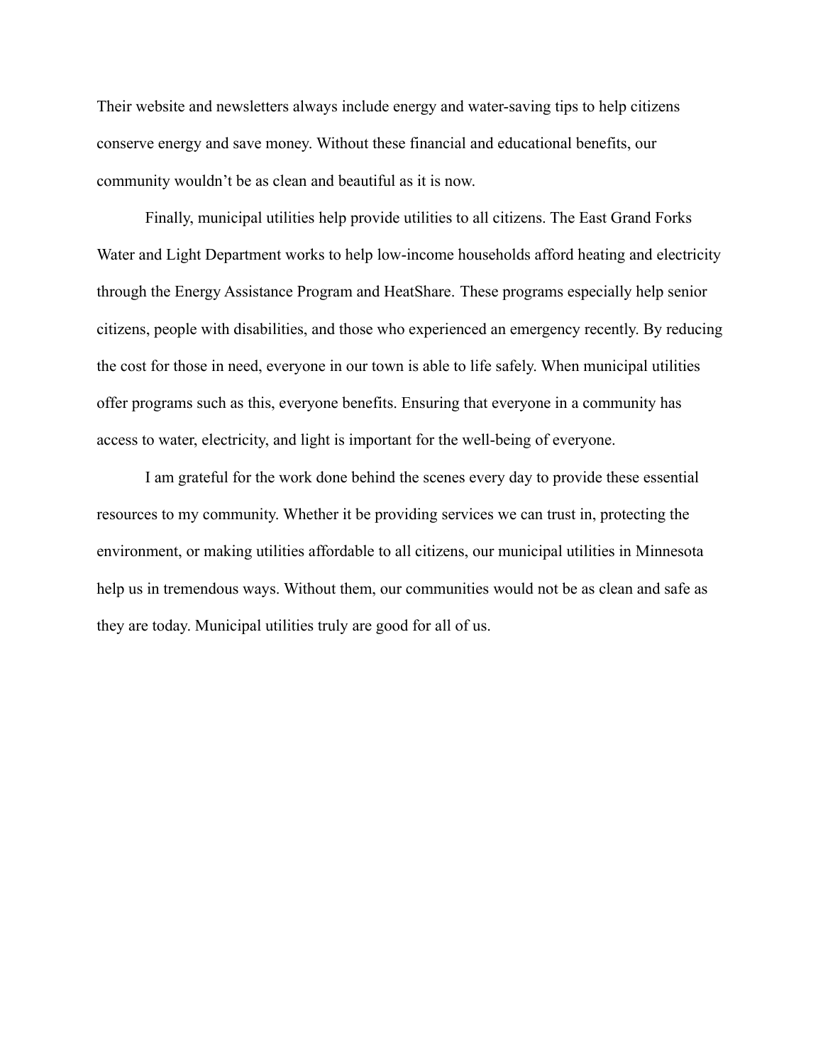Their website and newsletters always include energy and water-saving tips to help citizens conserve energy and save money. Without these financial and educational benefits, our community wouldn't be as clean and beautiful as it is now.

Finally, municipal utilities help provide utilities to all citizens. The East Grand Forks Water and Light Department works to help low-income households afford heating and electricity through the Energy Assistance Program and HeatShare. These programs especially help senior citizens, people with disabilities, and those who experienced an emergency recently. By reducing the cost for those in need, everyone in our town is able to life safely. When municipal utilities offer programs such as this, everyone benefits. Ensuring that everyone in a community has access to water, electricity, and light is important for the well-being of everyone.

I am grateful for the work done behind the scenes every day to provide these essential resources to my community. Whether it be providing services we can trust in, protecting the environment, or making utilities affordable to all citizens, our municipal utilities in Minnesota help us in tremendous ways. Without them, our communities would not be as clean and safe as they are today. Municipal utilities truly are good for all of us.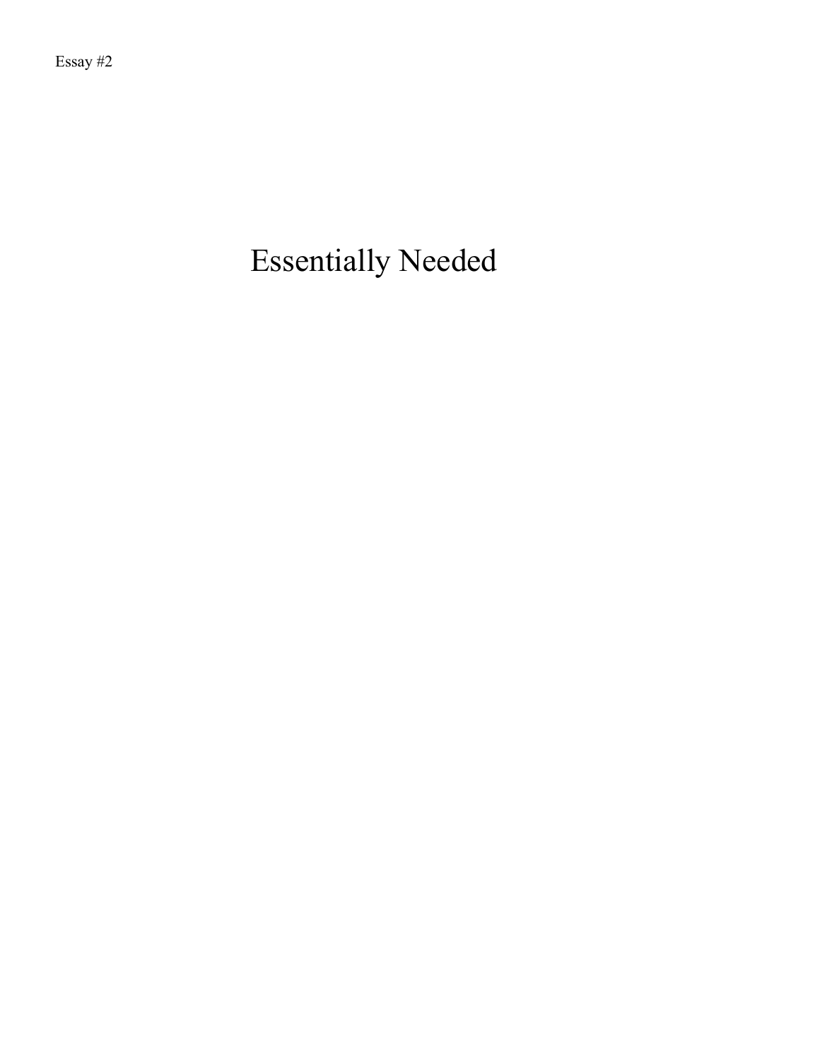Essay #2

# Essentially Needed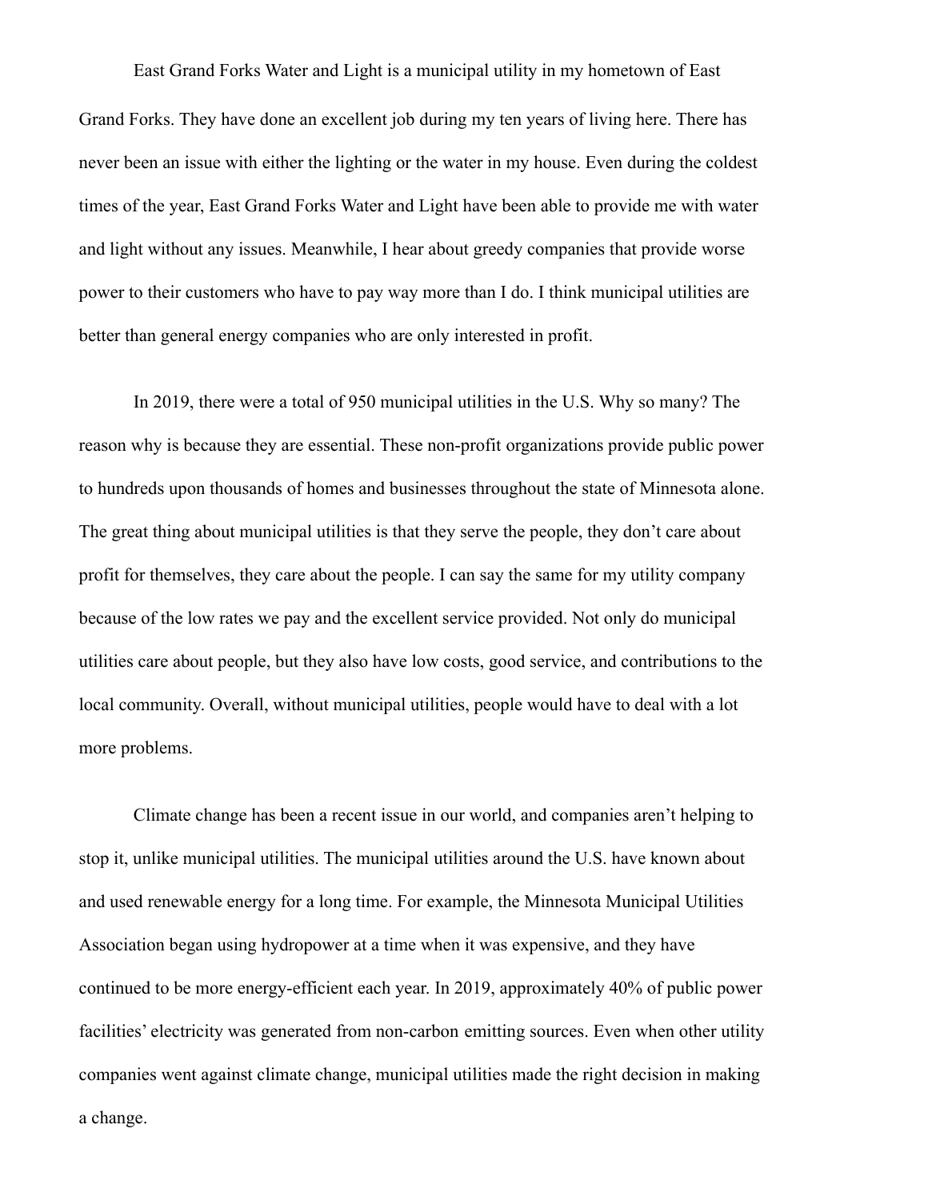East Grand Forks Water and Light is a municipal utility in my hometown of East Grand Forks. They have done an excellent job during my ten years of living here. There has never been an issue with either the lighting or the water in my house. Even during the coldest times of the year, East Grand Forks Water and Light have been able to provide me with water and light without any issues. Meanwhile, I hear about greedy companies that provide worse power to their customers who have to pay way more than I do. I think municipal utilities are better than general energy companies who are only interested in profit.

In 2019, there were a total of 950 municipal utilities in the U.S. Why so many? The reason why is because they are essential. These non-profit organizations provide public power to hundreds upon thousands of homes and businesses throughout the state of Minnesota alone. The great thing about municipal utilities is that they serve the people, they don't care about profit for themselves, they care about the people. I can say the same for my utility company because of the low rates we pay and the excellent service provided. Not only do municipal utilities care about people, but they also have low costs, good service, and contributions to the local community. Overall, without municipal utilities, people would have to deal with a lot more problems.

Climate change has been a recent issue in our world, and companies aren't helping to stop it, unlike municipal utilities. The municipal utilities around the U.S. have known about and used renewable energy for a long time. For example, the Minnesota Municipal Utilities Association began using hydropower at a time when it was expensive, and they have continued to be more energy-efficient each year. In 2019, approximately 40% of public power facilities' electricity was generated from non-carbon emitting sources. Even when other utility companies went against climate change, municipal utilities made the right decision in making a change.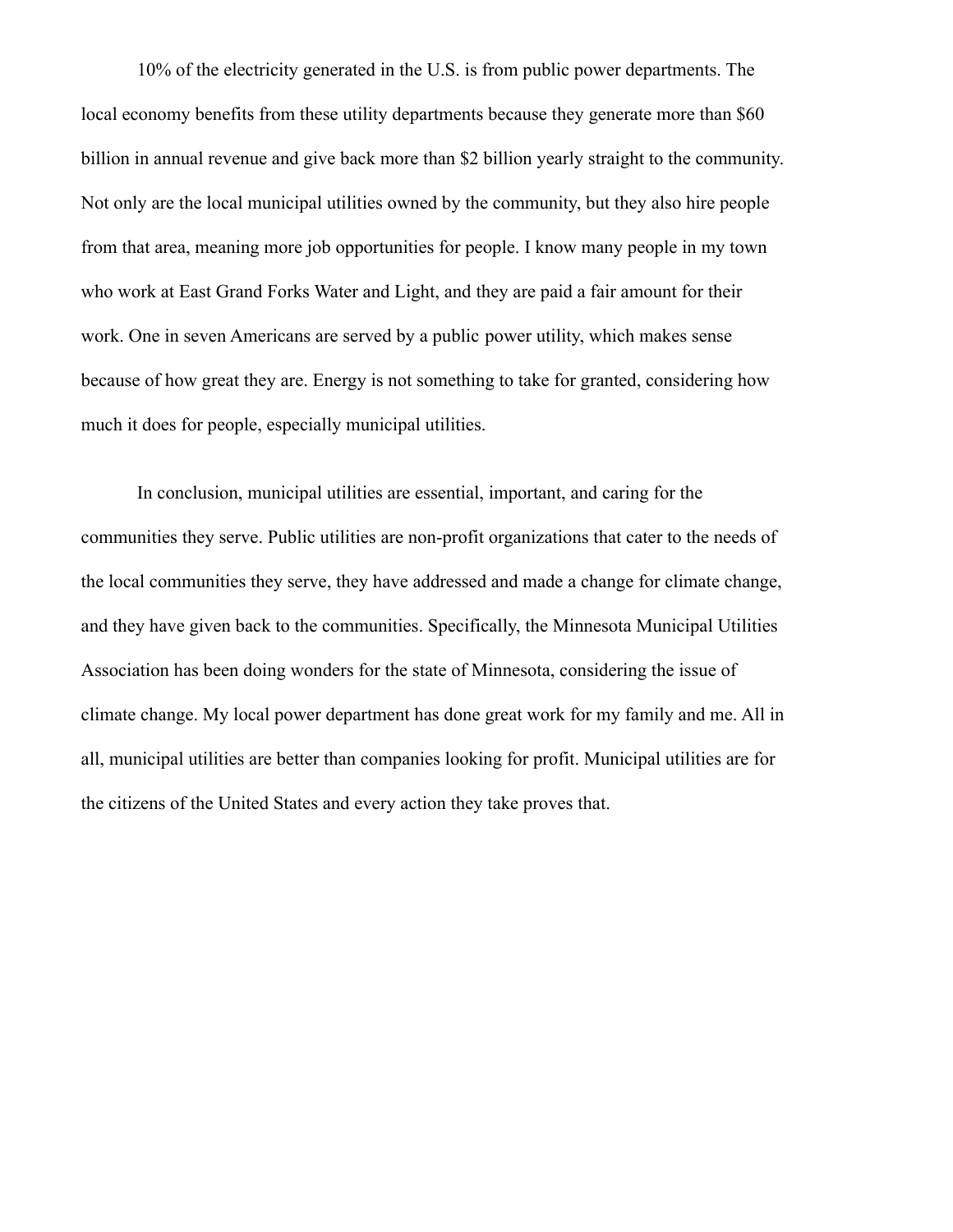10% of the electricity generated in the U.S. is from public power departments. The local economy benefits from these utility departments because they generate more than $60 billion in annual revenue and give back more than $2 billion yearly straight to the community. Not only are the local municipal utilities owned by the community, but they also hire people from that area, meaning more job opportunities for people. I know many people in my town who work at East Grand Forks Water and Light, and they are paid a fair amount for their work. One in seven Americans are served by a public power utility, which makes sense because of how great they are. Energy is not something to take for granted, considering how much it does for people, especially municipal utilities.

In conclusion, municipal utilities are essential, important, and caring for the communities they serve. Public utilities are non-profit organizations that cater to the needs of the local communities they serve, they have addressed and made a change for climate change, and they have given back to the communities. Specifically, the Minnesota Municipal Utilities Association has been doing wonders for the state of Minnesota, considering the issue of climate change. My local power department has done great work for my family and me. All in all, municipal utilities are better than companies looking for profit. Municipal utilities are for the citizens of the United States and every action they take proves that.